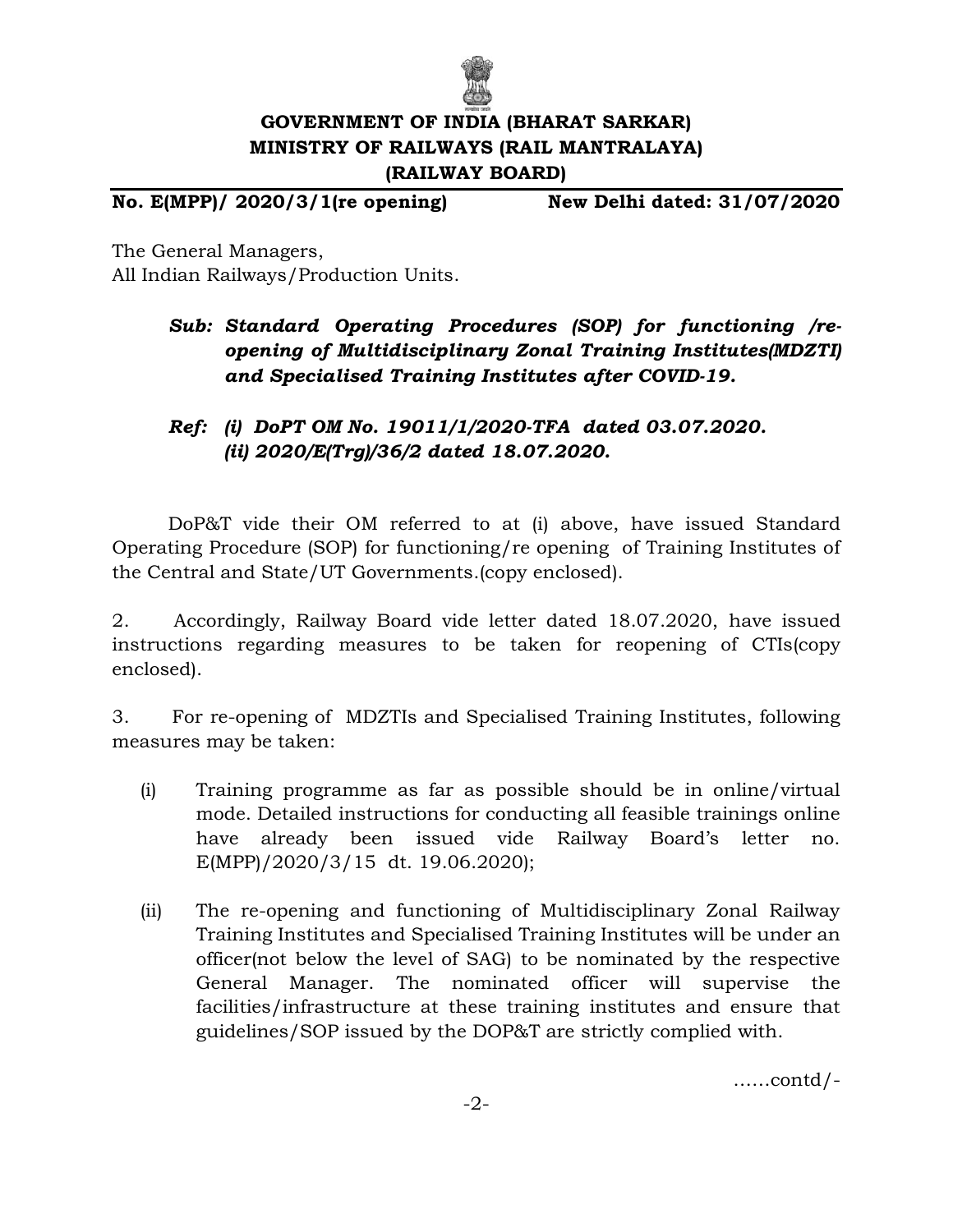**GOVERNMENT OF INDIA (BHARAT SARKAR)**
**MINISTRY OF RAILWAYS (RAIL MANTRALAYA)**
**(RAILWAY BOARD)**

**No. E(MPP)/ 2020/3/1(re opening)** **New Delhi dated: 31/07/2020**

The General Managers,
All Indian Railways/Production Units.

***Sub: Standard Operating Procedures (SOP) for functioning /re-opening of Multidisciplinary Zonal Training Institutes(MDZTI) and Specialised Training Institutes after COVID-19.***

***Ref: (i) DoPT OM No. 19011/1/2020-TFA dated 03.07.2020.***
***(ii) 2020/E(Trg)/36/2 dated 18.07.2020.***

DoP&T vide their OM referred to at (i) above, have issued Standard Operating Procedure (SOP) for functioning/re opening of Training Institutes of the Central and State/UT Governments.(copy enclosed).

2. Accordingly, Railway Board vide letter dated 18.07.2020, have issued instructions regarding measures to be taken for reopening of CTIs(copy enclosed).

3. For re-opening of MDZTIs and Specialised Training Institutes, following measures may be taken:

(i) Training programme as far as possible should be in online/virtual mode. Detailed instructions for conducting all feasible trainings online have already been issued vide Railway Board's letter no. E(MPP)/2020/3/15 dt. 19.06.2020);

(ii) The re-opening and functioning of Multidisciplinary Zonal Railway Training Institutes and Specialised Training Institutes will be under an officer(not below the level of SAG) to be nominated by the respective General Manager. The nominated officer will supervise the facilities/infrastructure at these training institutes and ensure that guidelines/SOP issued by the DOP&T are strictly complied with.

……contd/-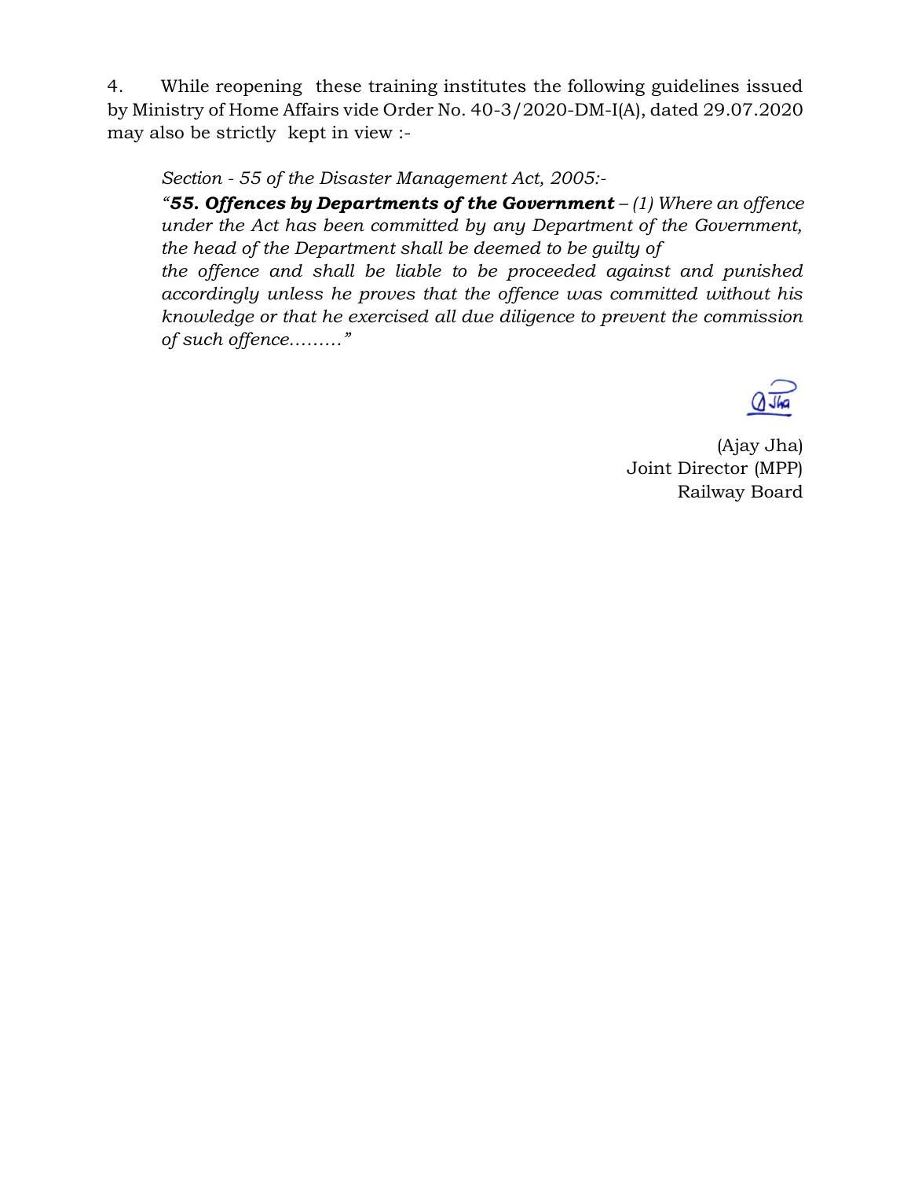4. While reopening these training institutes the following guidelines issued by Ministry of Home Affairs vide Order No. 40-3/2020-DM-I(A), dated 29.07.2020 may also be strictly kept in view :-

> *Section - 55 of the Disaster Management Act, 2005:-*
>
> *"**55. Offences by Departments of the Government** – (1) Where an offence under the Act has been committed by any Department of the Government, the head of the Department shall be deemed to be guilty of the offence and shall be liable to be proceeded against and punished accordingly unless he proves that the offence was committed without his knowledge or that he exercised all due diligence to prevent the commission of such offence………"*

(Ajay Jha)
Joint Director (MPP)
Railway Board